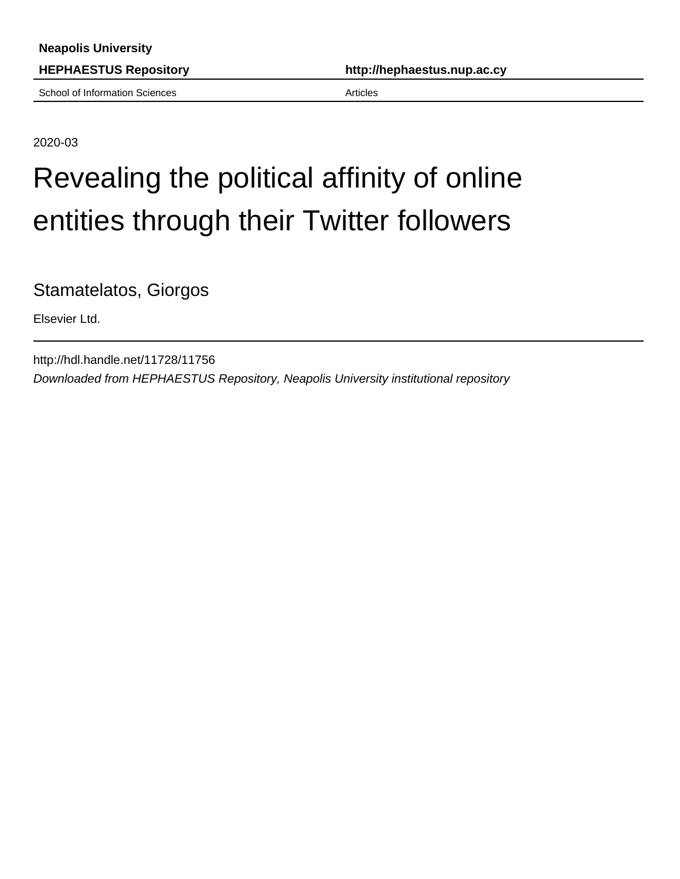**Neapolis University**

**HEPHAESTUS Repository** | **http://hephaestus.nup.ac.cy**

School of Information Sciences | Articles

2020-03

# Revealing the political affinity of online entities through their Twitter followers

Stamatelatos, Giorgos

Elsevier Ltd.

http://hdl.handle.net/11728/11756

*Downloaded from HEPHAESTUS Repository, Neapolis University institutional repository*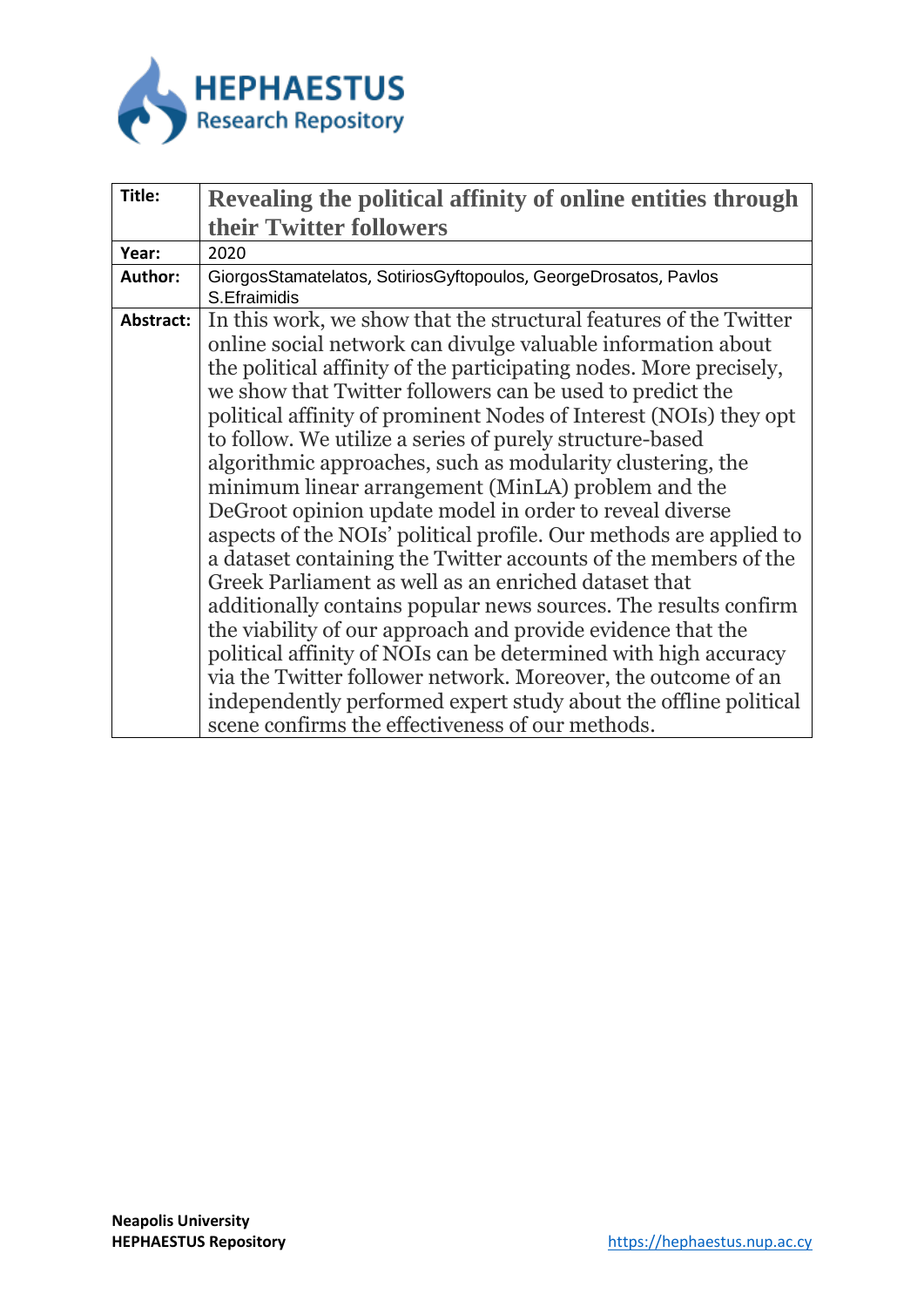| | |
|---|---|
| **Title:** | **Revealing the political affinity of online entities through their Twitter followers** |
| **Year:** | 2020 |
| **Author:** | GiorgosStamatelatos, SotiriosGyftopoulos, GeorgeDrosatos, Pavlos S.Efraimidis |
| **Abstract:** | In this work, we show that the structural features of the Twitter online social network can divulge valuable information about the political affinity of the participating nodes. More precisely, we show that Twitter followers can be used to predict the political affinity of prominent Nodes of Interest (NOIs) they opt to follow. We utilize a series of purely structure-based algorithmic approaches, such as modularity clustering, the minimum linear arrangement (MinLA) problem and the DeGroot opinion update model in order to reveal diverse aspects of the NOIs' political profile. Our methods are applied to a dataset containing the Twitter accounts of the members of the Greek Parliament as well as an enriched dataset that additionally contains popular news sources. The results confirm the viability of our approach and provide evidence that the political affinity of NOIs can be determined with high accuracy via the Twitter follower network. Moreover, the outcome of an independently performed expert study about the offline political scene confirms the effectiveness of our methods. |

**Neapolis University**
**HEPHAESTUS Repository**

https://hephaestus.nup.ac.cy